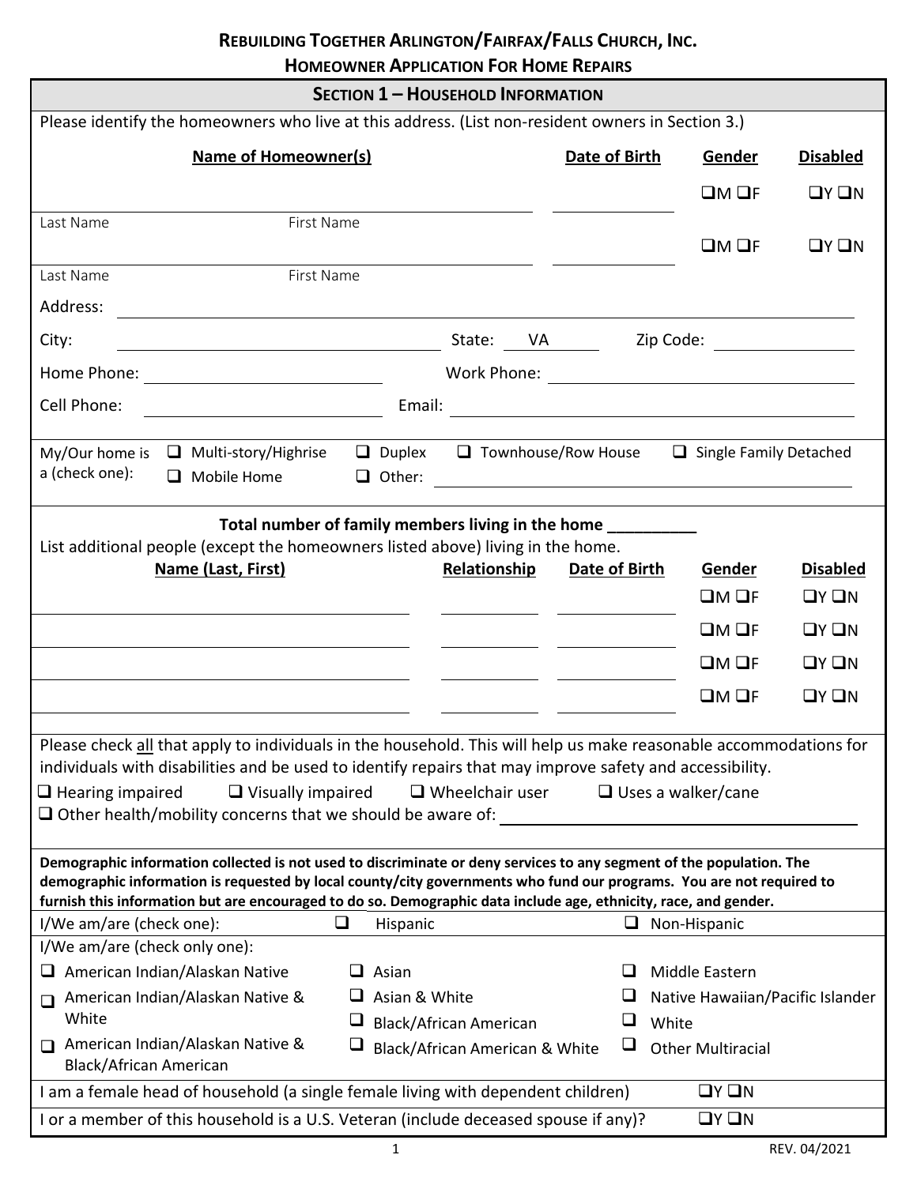# REBUILDING TOGETHER ARLINGTON/FAIRFAX/FALLS CHURCH, INC.
## HOMEOWNER APPLICATION FOR HOME REPAIRS

### SECTION 1 – HOUSEHOLD INFORMATION

Please identify the homeowners who live at this address. (List non-resident owners in Section 3.)

| Name of Homeowner(s) | Date of Birth | Gender | Disabled |
|---|---|---|---|
| Last Name / First Name | | ❑M ❑F | ❑Y ❑N |
| Last Name / First Name | | ❑M ❑F | ❑Y ❑N |

Address: ______________________________

City: ______________ State: VA Zip Code: ______________

Home Phone: ______________ Work Phone: ______________

Cell Phone: ______________ Email: ______________

My/Our home is a (check one): ❑ Multi-story/Highrise ❑ Duplex ❑ Townhouse/Row House ❑ Single Family Detached ❑ Mobile Home ❑ Other: ______________

**Total number of family members living in the home __________**

List additional people (except the homeowners listed above) living in the home.

| Name (Last, First) | Relationship | Date of Birth | Gender | Disabled |
|---|---|---|---|---|
| | | | ❑M ❑F | ❑Y ❑N |
| | | | ❑M ❑F | ❑Y ❑N |
| | | | ❑M ❑F | ❑Y ❑N |
| | | | ❑M ❑F | ❑Y ❑N |

Please check all that apply to individuals in the household. This will help us make reasonable accommodations for individuals with disabilities and be used to identify repairs that may improve safety and accessibility.

❑ Hearing impaired ❑ Visually impaired ❑ Wheelchair user ❑ Uses a walker/cane

❑ Other health/mobility concerns that we should be aware of: ______________

**Demographic information collected is not used to discriminate or deny services to any segment of the population. The demographic information is requested by local county/city governments who fund our programs. You are not required to furnish this information but are encouraged to do so. Demographic data include age, ethnicity, race, and gender.**

I/We am/are (check one): ❑ Hispanic ❑ Non-Hispanic

I/We am/are (check only one):

❑ American Indian/Alaskan Native
❑ American Indian/Alaskan Native & White
❑ American Indian/Alaskan Native & Black/African American
❑ Asian
❑ Asian & White
❑ Black/African American
❑ Black/African American & White
❑ Middle Eastern
❑ Native Hawaiian/Pacific Islander
❑ White
❑ Other Multiracial

I am a female head of household (a single female living with dependent children) ❑Y ❑N

I or a member of this household is a U.S. Veteran (include deceased spouse if any)? ❑Y ❑N

REV. 04/2021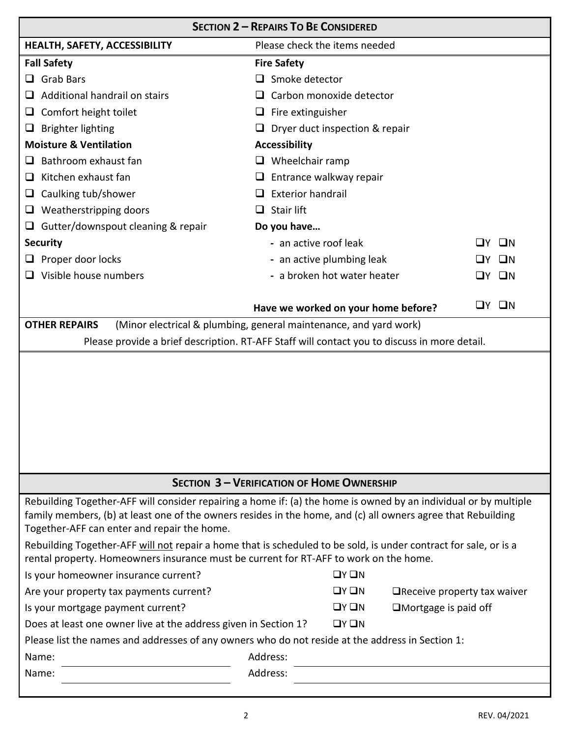## SECTION 2 – REPAIRS TO BE CONSIDERED

**HEALTH, SAFETY, ACCESSIBILITY** — Please check the items needed

**Fall Safety**

- ☐ Grab Bars
- ☐ Additional handrail on stairs
- ☐ Comfort height toilet
- ☐ Brighter lighting

**Moisture & Ventilation**

- ☐ Bathroom exhaust fan
- ☐ Kitchen exhaust fan
- ☐ Caulking tub/shower
- ☐ Weatherstripping doors
- ☐ Gutter/downspout cleaning & repair

**Security**

- ☐ Proper door locks
- ☐ Visible house numbers

**Fire Safety**

- ☐ Smoke detector
- ☐ Carbon monoxide detector
- ☐ Fire extinguisher
- ☐ Dryer duct inspection & repair

**Accessibility**

- ☐ Wheelchair ramp
- ☐ Entrance walkway repair
- ☐ Exterior handrail
- ☐ Stair lift

**Do you have…**

| | |
|---|---|
| - an active roof leak | ☐Y ☐N |
| - an active plumbing leak | ☐Y ☐N |
| - a broken hot water heater | ☐Y ☐N |

**Have we worked on your home before?** ☐Y ☐N

**OTHER REPAIRS** (Minor electrical & plumbing, general maintenance, and yard work)

Please provide a brief description. RT-AFF Staff will contact you to discuss in more detail.

## SECTION 3 – VERIFICATION OF HOME OWNERSHIP

Rebuilding Together-AFF will consider repairing a home if: (a) the home is owned by an individual or by multiple family members, (b) at least one of the owners resides in the home, and (c) all owners agree that Rebuilding Together-AFF can enter and repair the home.

Rebuilding Together-AFF will not repair a home that is scheduled to be sold, is under contract for sale, or is a rental property. Homeowners insurance must be current for RT-AFF to work on the home.

| | | |
|---|---|---|
| Is your homeowner insurance current? | ☐Y ☐N | |
| Are your property tax payments current? | ☐Y ☐N | ☐Receive property tax waiver |
| Is your mortgage payment current? | ☐Y ☐N | ☐Mortgage is paid off |
| Does at least one owner live at the address given in Section 1? | ☐Y ☐N | |

Please list the names and addresses of any owners who do not reside at the address in Section 1:

Name: ____________________ Address: ____________________

Name: ____________________ Address: ____________________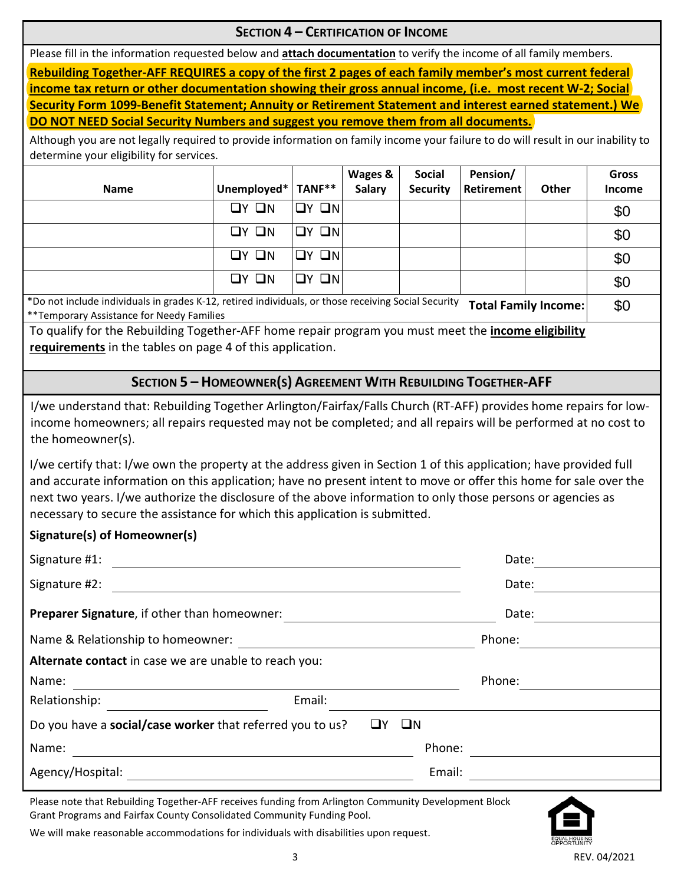## SECTION 4 – CERTIFICATION OF INCOME

Please fill in the information requested below and **attach documentation** to verify the income of all family members.

**Rebuilding Together-AFF REQUIRES a copy of the first 2 pages of each family member's most current federal income tax return or other documentation showing their gross annual income, (i.e. most recent W-2; Social Security Form 1099-Benefit Statement; Annuity or Retirement Statement and interest earned statement.) We DO NOT NEED Social Security Numbers and suggest you remove them from all documents.**

Although you are not legally required to provide information on family income your failure to do will result in our inability to determine your eligibility for services.

| Name | Unemployed* | TANF** | Wages & Salary | Social Security | Pension/ Retirement | Other | Gross Income |
|---|---|---|---|---|---|---|---|
| | ❑Y ❑N | ❑Y ❑N | | | | | $0 |
| | ❑Y ❑N | ❑Y ❑N | | | | | $0 |
| | ❑Y ❑N | ❑Y ❑N | | | | | $0 |
| | ❑Y ❑N | ❑Y ❑N | | | | | $0 |
| | | | | | | **Total Family Income:** | $0 |

*Do not include individuals in grades K-12, retired individuals, or those receiving Social Security
**Temporary Assistance for Needy Families

To qualify for the Rebuilding Together-AFF home repair program you must meet the **income eligibility requirements** in the tables on page 4 of this application.

## SECTION 5 – HOMEOWNER(S) AGREEMENT WITH REBUILDING TOGETHER-AFF

I/we understand that: Rebuilding Together Arlington/Fairfax/Falls Church (RT-AFF) provides home repairs for low-income homeowners; all repairs requested may not be completed; and all repairs will be performed at no cost to the homeowner(s).

I/we certify that: I/we own the property at the address given in Section 1 of this application; have provided full and accurate information on this application; have no present intent to move or offer this home for sale over the next two years. I/we authorize the disclosure of the above information to only those persons or agencies as necessary to secure the assistance for which this application is submitted.

**Signature(s) of Homeowner(s)**

Signature #1: ______________________________ Date: ____________

Signature #2: ______________________________ Date: ____________

**Preparer Signature**, if other than homeowner: ______________________ Date: ____________

Name & Relationship to homeowner: ______________________ Phone: ____________

**Alternate contact** in case we are unable to reach you:

Name: ______________________________ Phone: ____________

Relationship: ______________ Email: ______________________

Do you have a **social/case worker** that referred you to us? ❑Y ❑N

Name: ______________________________ Phone: ____________

Agency/Hospital: ______________________________ Email: ____________

Please note that Rebuilding Together-AFF receives funding from Arlington Community Development Block Grant Programs and Fairfax County Consolidated Community Funding Pool.

We will make reasonable accommodations for individuals with disabilities upon request.

EQUAL HOUSING OPPORTUNITY

REV. 04/2021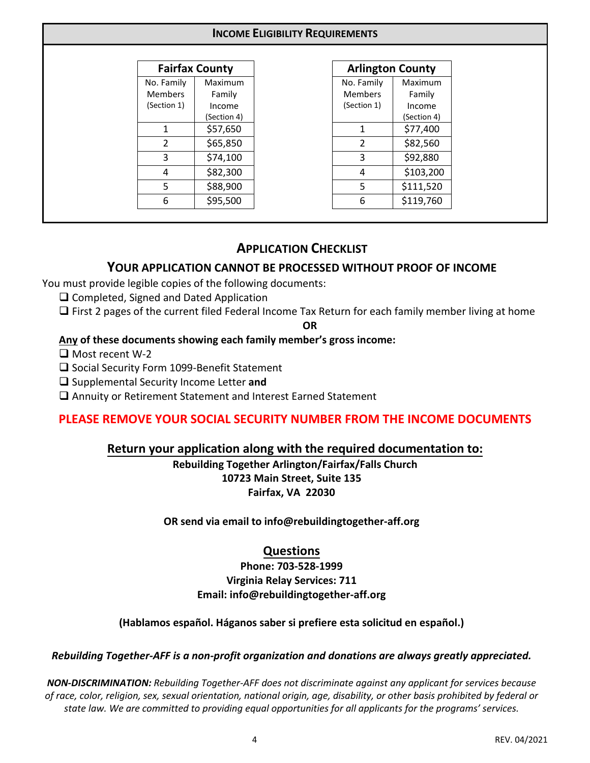## INCOME ELIGIBILITY REQUIREMENTS

| Fairfax County | |
|---|---|
| No. Family Members (Section 1) | Maximum Family Income (Section 4) |
| 1 | $57,650 |
| 2 | $65,850 |
| 3 | $74,100 |
| 4 | $82,300 |
| 5 | $88,900 |
| 6 | $95,500 |

| Arlington County | |
|---|---|
| No. Family Members (Section 1) | Maximum Family Income (Section 4) |
| 1 | $77,400 |
| 2 | $82,560 |
| 3 | $92,880 |
| 4 | $103,200 |
| 5 | $111,520 |
| 6 | $119,760 |

## APPLICATION CHECKLIST

### YOUR APPLICATION CANNOT BE PROCESSED WITHOUT PROOF OF INCOME

You must provide legible copies of the following documents:

- ❑ Completed, Signed and Dated Application
- ❑ First 2 pages of the current filed Federal Income Tax Return for each family member living at home

**OR**

**Any of these documents showing each family member's gross income:**

- ❑ Most recent W-2
- ❑ Social Security Form 1099-Benefit Statement
- ❑ Supplemental Security Income Letter **and**
- ❑ Annuity or Retirement Statement and Interest Earned Statement

**PLEASE REMOVE YOUR SOCIAL SECURITY NUMBER FROM THE INCOME DOCUMENTS**

### Return your application along with the required documentation to:

**Rebuilding Together Arlington/Fairfax/Falls Church**
**10723 Main Street, Suite 135**
**Fairfax, VA 22030**

**OR send via email to info@rebuildingtogether-aff.org**

### Questions

**Phone: 703-528-1999**
**Virginia Relay Services: 711**
**Email: info@rebuildingtogether-aff.org**

**(Hablamos español. Háganos saber si prefiere esta solicitud en español.)**

***Rebuilding Together-AFF is a non-profit organization and donations are always greatly appreciated.***

***NON-DISCRIMINATION:*** *Rebuilding Together-AFF does not discriminate against any applicant for services because of race, color, religion, sex, sexual orientation, national origin, age, disability, or other basis prohibited by federal or state law. We are committed to providing equal opportunities for all applicants for the programs' services.*

REV. 04/2021